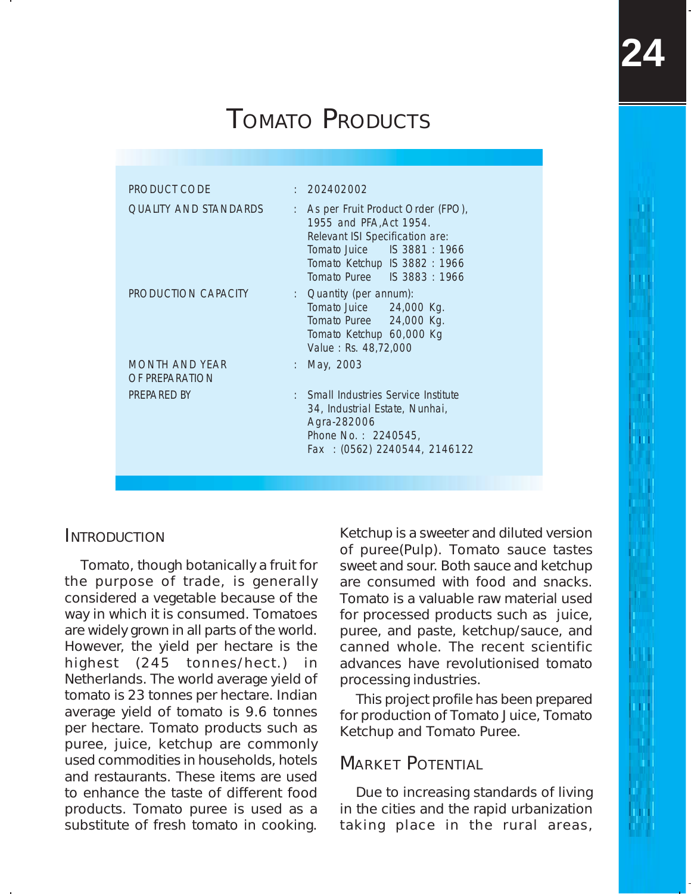# TOMATO PRODUCTS

| | | |
|---|---|---|
| PRODUCT CODE | : | 202402002 |
| QUALITY AND STANDARDS | : | As per Fruit Product Order (FPO), 1955 and PFA,Act 1954. Relevant ISI Specification are: Tomato Juice IS 3881 : 1966; Tomato Ketchup IS 3882 : 1966; Tomato Puree IS 3883 : 1966 |
| PRODUCTION CAPACITY | : | Quantity (per annum): Tomato Juice 24,000 Kg.; Tomato Puree 24,000 Kg.; Tomato Ketchup 60,000 Kg; Value : Rs. 48,72,000 |
| MONTH AND YEAR OF PREPARATION | : | May, 2003 |
| PREPARED BY | : | Small Industries Service Institute 34, Industrial Estate, Nunhai, Agra-282006 Phone No. : 2240545, Fax : (0562) 2240544, 2146122 |

## INTRODUCTION

Tomato, though botanically a fruit for the purpose of trade, is generally considered a vegetable because of the way in which it is consumed. Tomatoes are widely grown in all parts of the world. However, the yield per hectare is the highest (245 tonnes/hect.) in Netherlands. The world average yield of tomato is 23 tonnes per hectare. Indian average yield of tomato is 9.6 tonnes per hectare. Tomato products such as puree, juice, ketchup are commonly used commodities in households, hotels and restaurants. These items are used to enhance the taste of different food products. Tomato puree is used as a substitute of fresh tomato in cooking. Ketchup is a sweeter and diluted version of puree(Pulp). Tomato sauce tastes sweet and sour. Both sauce and ketchup are consumed with food and snacks. Tomato is a valuable raw material used for processed products such as juice, puree, and paste, ketchup/sauce, and canned whole. The recent scientific advances have revolutionised tomato processing industries.

This project profile has been prepared for production of Tomato Juice, Tomato Ketchup and Tomato Puree.

## MARKET POTENTIAL

Due to increasing standards of living in the cities and the rapid urbanization taking place in the rural areas,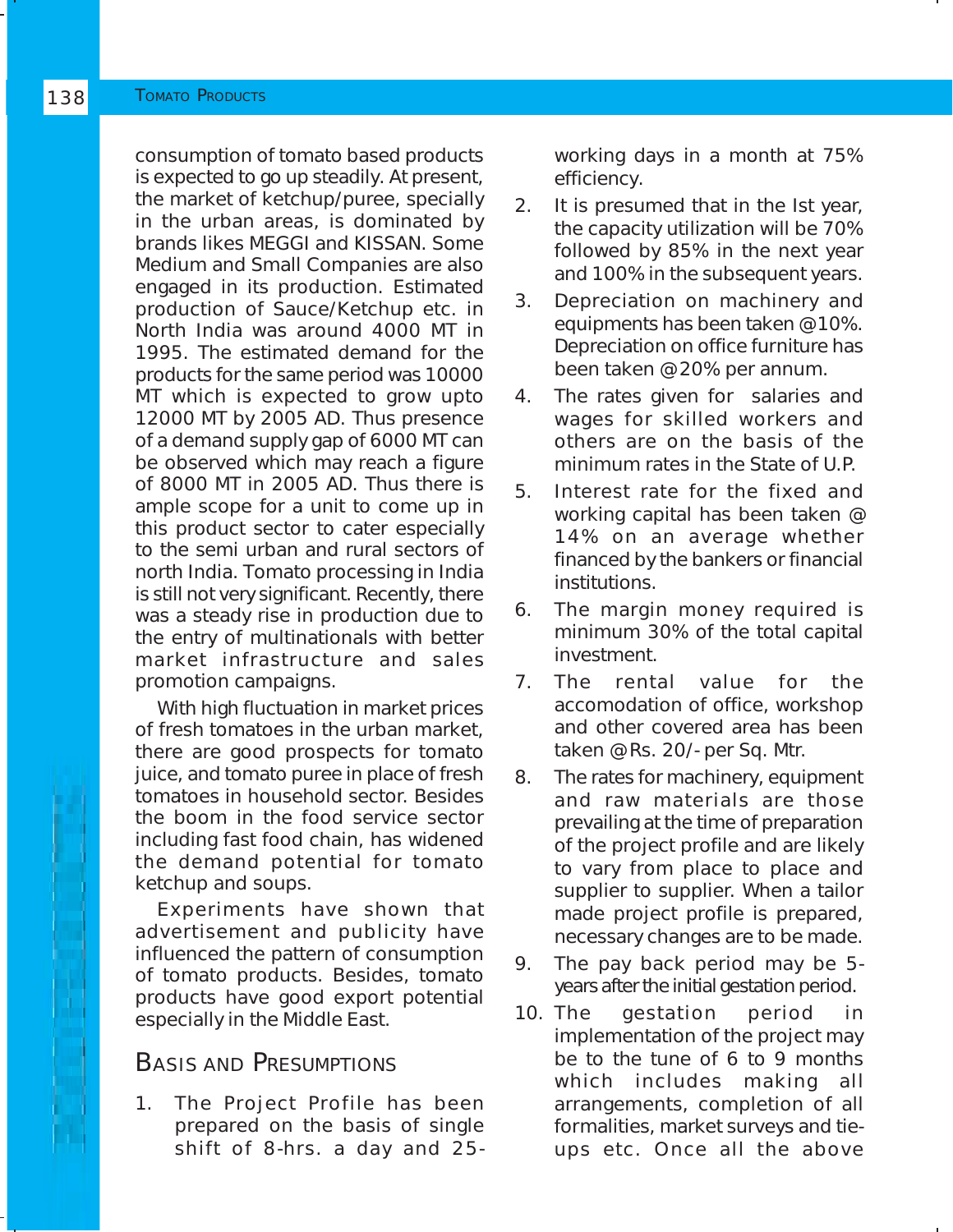consumption of tomato based products is expected to go up steadily. At present, the market of ketchup/puree, specially in the urban areas, is dominated by brands likes MEGGI and KISSAN. Some Medium and Small Companies are also engaged in its production. Estimated production of Sauce/Ketchup etc. in North India was around 4000 MT in 1995. The estimated demand for the products for the same period was 10000 MT which is expected to grow upto 12000 MT by 2005 AD. Thus presence of a demand supply gap of 6000 MT can be observed which may reach a figure of 8000 MT in 2005 AD. Thus there is ample scope for a unit to come up in this product sector to cater especially to the semi urban and rural sectors of north India. Tomato processing in India is still not very significant. Recently, there was a steady rise in production due to the entry of multinationals with better market infrastructure and sales promotion campaigns.

With high fluctuation in market prices of fresh tomatoes in the urban market, there are good prospects for tomato juice, and tomato puree in place of fresh tomatoes in household sector. Besides the boom in the food service sector including fast food chain, has widened the demand potential for tomato ketchup and soups.

Experiments have shown that advertisement and publicity have influenced the pattern of consumption of tomato products. Besides, tomato products have good export potential especially in the Middle East.

## Basis and Presumptions

1. The Project Profile has been prepared on the basis of single shift of 8-hrs. a day and 25-working days in a month at 75% efficiency.
2. It is presumed that in the Ist year, the capacity utilization will be 70% followed by 85% in the next year and 100% in the subsequent years.
3. Depreciation on machinery and equipments has been taken @10%. Depreciation on office furniture has been taken @20% per annum.
4. The rates given for salaries and wages for skilled workers and others are on the basis of the minimum rates in the State of U.P.
5. Interest rate for the fixed and working capital has been taken @ 14% on an average whether financed by the bankers or financial institutions.
6. The margin money required is minimum 30% of the total capital investment.
7. The rental value for the accomodation of office, workshop and other covered area has been taken @Rs. 20/- per Sq. Mtr.
8. The rates for machinery, equipment and raw materials are those prevailing at the time of preparation of the project profile and are likely to vary from place to place and supplier to supplier. When a tailor made project profile is prepared, necessary changes are to be made.
9. The pay back period may be 5-years after the initial gestation period.
10. The gestation period in implementation of the project may be to the tune of 6 to 9 months which includes making all arrangements, completion of all formalities, market surveys and tie-ups etc. Once all the above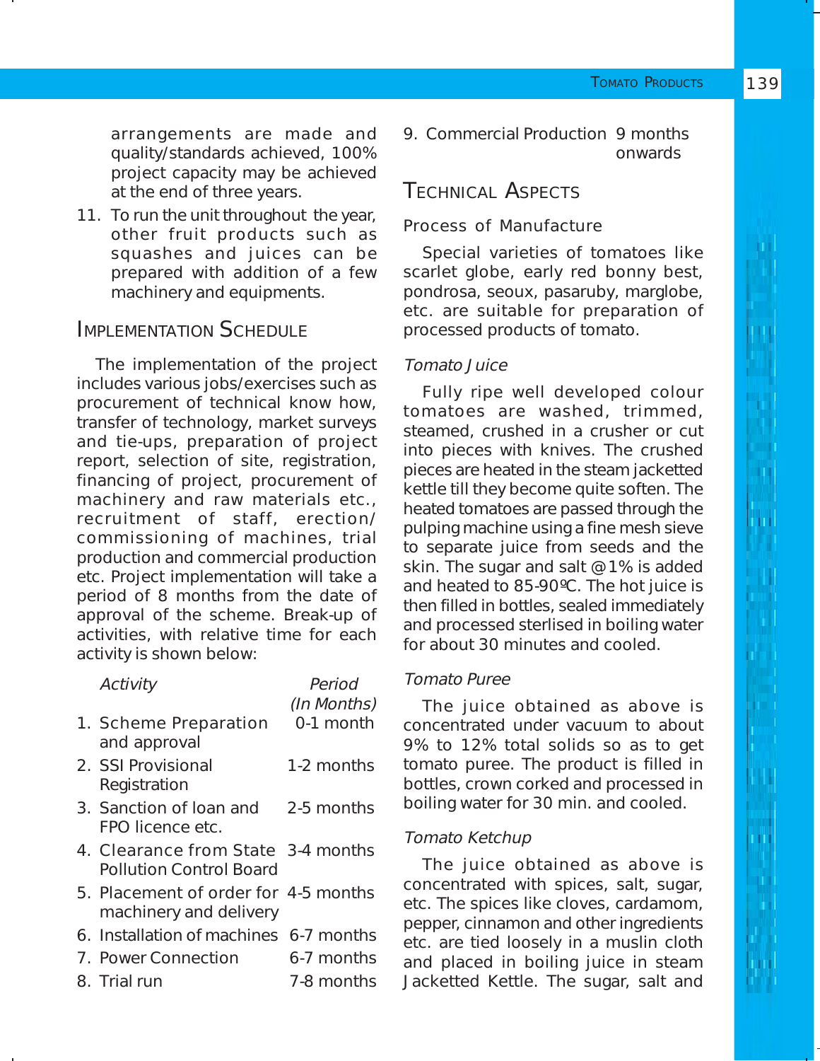arrangements are made and quality/standards achieved, 100% project capacity may be achieved at the end of three years.

11. To run the unit throughout the year, other fruit products such as squashes and juices can be prepared with addition of a few machinery and equipments.

## Implementation Schedule

The implementation of the project includes various jobs/exercises such as procurement of technical know how, transfer of technology, market surveys and tie-ups, preparation of project report, selection of site, registration, financing of project, procurement of machinery and raw materials etc., recruitment of staff, erection/commissioning of machines, trial production and commercial production etc. Project implementation will take a period of 8 months from the date of approval of the scheme. Break-up of activities, with relative time for each activity is shown below:

| *Activity* | *Period (In Months)* |
|---|---|
| 1. Scheme Preparation and approval | 0-1 month |
| 2. SSI Provisional Registration | 1-2 months |
| 3. Sanction of loan and FPO licence etc. | 2-5 months |
| 4. Clearance from State Pollution Control Board | 3-4 months |
| 5. Placement of order for machinery and delivery | 4-5 months |
| 6. Installation of machines | 6-7 months |
| 7. Power Connection | 6-7 months |
| 8. Trial run | 7-8 months |
| 9. Commercial Production | 9 months onwards |

## Technical Aspects

### Process of Manufacture

Special varieties of tomatoes like scarlet globe, early red bonny best, pondrosa, seoux, pasaruby, marglobe, etc. are suitable for preparation of processed products of tomato.

#### *Tomato Juice*

Fully ripe well developed colour tomatoes are washed, trimmed, steamed, crushed in a crusher or cut into pieces with knives. The crushed pieces are heated in the steam jacketted kettle till they become quite soften. The heated tomatoes are passed through the pulping machine using a fine mesh sieve to separate juice from seeds and the skin. The sugar and salt @1% is added and heated to 85-90ºC. The hot juice is then filled in bottles, sealed immediately and processed sterlised in boiling water for about 30 minutes and cooled.

#### *Tomato Puree*

The juice obtained as above is concentrated under vacuum to about 9% to 12% total solids so as to get tomato puree. The product is filled in bottles, crown corked and processed in boiling water for 30 min. and cooled.

#### *Tomato Ketchup*

The juice obtained as above is concentrated with spices, salt, sugar, etc. The spices like cloves, cardamom, pepper, cinnamon and other ingredients etc. are tied loosely in a muslin cloth and placed in boiling juice in steam Jacketted Kettle. The sugar, salt and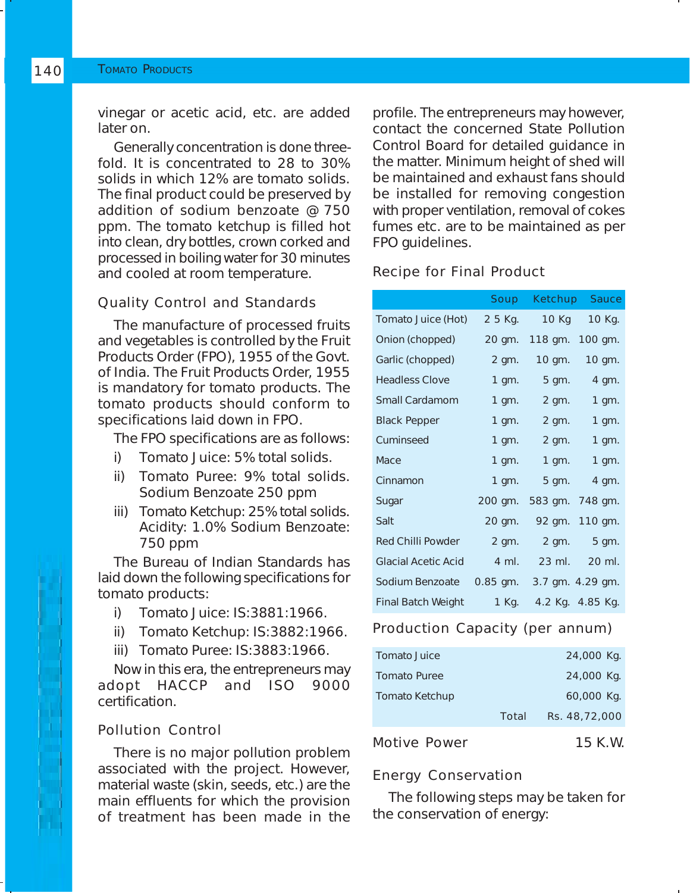vinegar or acetic acid, etc. are added later on.

Generally concentration is done three-fold. It is concentrated to 28 to 30% solids in which 12% are tomato solids. The final product could be preserved by addition of sodium benzoate @ 750 ppm. The tomato ketchup is filled hot into clean, dry bottles, crown corked and processed in boiling water for 30 minutes and cooled at room temperature.

## Quality Control and Standards

The manufacture of processed fruits and vegetables is controlled by the Fruit Products Order (FPO), 1955 of the Govt. of India. The Fruit Products Order, 1955 is mandatory for tomato products. The tomato products should conform to specifications laid down in FPO.

The FPO specifications are as follows:

i) Tomato Juice: 5% total solids.

ii) Tomato Puree: 9% total solids. Sodium Benzoate 250 ppm

iii) Tomato Ketchup: 25% total solids. Acidity: 1.0% Sodium Benzoate: 750 ppm

The Bureau of Indian Standards has laid down the following specifications for tomato products:

i) Tomato Juice: IS:3881:1966.

ii) Tomato Ketchup: IS:3882:1966.

iii) Tomato Puree: IS:3883:1966.

Now in this era, the entrepreneurs may adopt HACCP and ISO 9000 certification.

## Pollution Control

There is no major pollution problem associated with the project. However, material waste (skin, seeds, etc.) are the main effluents for which the provision of treatment has been made in the profile. The entrepreneurs may however, contact the concerned State Pollution Control Board for detailed guidance in the matter. Minimum height of shed will be maintained and exhaust fans should be installed for removing congestion with proper ventilation, removal of cokes fumes etc. are to be maintained as per FPO guidelines.

## Recipe for Final Product

| | Soup | Ketchup | Sauce |
|---|---|---|---|
| Tomato Juice (Hot) | 2 5 Kg. | 10 Kg | 10 Kg. |
| Onion (chopped) | 20 gm. | 118 gm. | 100 gm. |
| Garlic (chopped) | 2 gm. | 10 gm. | 10 gm. |
| Headless Clove | 1 gm. | 5 gm. | 4 gm. |
| Small Cardamom | 1 gm. | 2 gm. | 1 gm. |
| Black Pepper | 1 gm. | 2 gm. | 1 gm. |
| Cuminseed | 1 gm. | 2 gm. | 1 gm. |
| Mace | 1 gm. | 1 gm. | 1 gm. |
| Cinnamon | 1 gm. | 5 gm. | 4 gm. |
| Sugar | 200 gm. | 583 gm. | 748 gm. |
| Salt | 20 gm. | 92 gm. | 110 gm. |
| Red Chilli Powder | 2 gm. | 2 gm. | 5 gm. |
| Glacial Acetic Acid | 4 ml. | 23 ml. | 20 ml. |
| Sodium Benzoate | 0.85 gm. | 3.7 gm. | 4.29 gm. |
| Final Batch Weight | 1 Kg. | 4.2 Kg. | 4.85 Kg. |

## Production Capacity (per annum)

| | |
|---|---|
| Tomato Juice | 24,000 Kg. |
| Tomato Puree | 24,000 Kg. |
| Tomato Ketchup | 60,000 Kg. |
| Total | Rs. 48,72,000 |

## Motive Power 15 K.W.

## Energy Conservation

The following steps may be taken for the conservation of energy: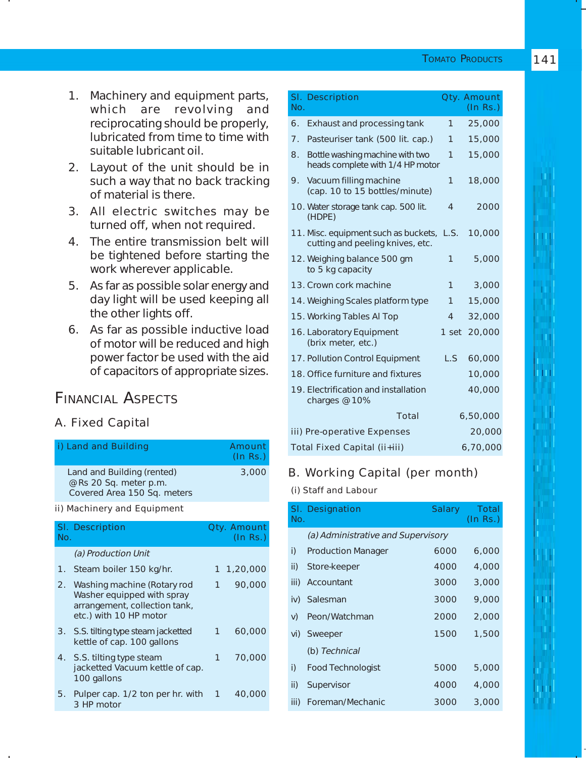1. Machinery and equipment parts, which are revolving and reciprocating should be properly, lubricated from time to time with suitable lubricant oil.
2. Layout of the unit should be in such a way that no back tracking of material is there.
3. All electric switches may be turned off, when not required.
4. The entire transmission belt will be tightened before starting the work wherever applicable.
5. As far as possible solar energy and day light will be used keeping all the other lights off.
6. As far as possible inductive load of motor will be reduced and high power factor be used with the aid of capacitors of appropriate sizes.

## Financial Aspects

### A. Fixed Capital

| i) Land and Building | Amount (In Rs.) |
|---|---|
| Land and Building (rented) @Rs 20 Sq. meter p.m. Covered Area 150 Sq. meters | 3,000 |

ii) Machinery and Equipment

| Sl. No. | Description | Qty. | Amount (In Rs.) |
|---|---|---|---|
| | *(a) Production Unit* | | |
| 1. | Steam boiler 150 kg/hr. | 1 | 1,20,000 |
| 2. | Washing machine (Rotary rod Washer equipped with spray arrangement, collection tank, etc.) with 10 HP motor | 1 | 90,000 |
| 3. | S.S. tilting type steam jacketted kettle of cap. 100 gallons | 1 | 60,000 |
| 4. | S.S. tilting type steam jacketted Vacuum kettle of cap. 100 gallons | 1 | 70,000 |
| 5. | Pulper cap. 1/2 ton per hr. with 3 HP motor | 1 | 40,000 |
| 6. | Exhaust and processing tank | 1 | 25,000 |
| 7. | Pasteuriser tank (500 lit. cap.) | 1 | 15,000 |
| 8. | Bottle washing machine with two heads complete with 1/4 HP motor | 1 | 15,000 |
| 9. | Vacuum filling machine (cap. 10 to 15 bottles/minute) | 1 | 18,000 |
| 10. | Water storage tank cap. 500 lit. (HDPE) | 4 | 2000 |
| 11. | Misc. equipment such as buckets, cutting and peeling knives, etc. | L.S. | 10,000 |
| 12. | Weighing balance 500 gm to 5 kg capacity | 1 | 5,000 |
| 13. | Crown cork machine | 1 | 3,000 |
| 14. | Weighing Scales platform type | 1 | 15,000 |
| 15. | Working Tables Al Top | 4 | 32,000 |
| 16. | Laboratory Equipment (brix meter, etc.) | 1 set | 20,000 |
| 17. | Pollution Control Equipment | L.S | 60,000 |
| 18. | Office furniture and fixtures | | 10,000 |
| 19. | Electrification and installation charges @10% | | 40,000 |
| | Total | | 6,50,000 |
| | iii) Pre-operative Expenses | | 20,000 |
| | Total Fixed Capital (ii+iii) | | 6,70,000 |

### B. Working Capital (per month)

(i) Staff and Labour

| Sl. No. | Designation | Salary | Total (In Rs.) |
|---|---|---|---|
| | *(a) Administrative and Supervisory* | | |
| i) | Production Manager | 6000 | 6,000 |
| ii) | Store-keeper | 4000 | 4,000 |
| iii) | Accountant | 3000 | 3,000 |
| iv) | Salesman | 3000 | 9,000 |
| v) | Peon/Watchman | 2000 | 2,000 |
| vi) | Sweeper | 1500 | 1,500 |
| | (b) *Technical* | | |
| i) | Food Technologist | 5000 | 5,000 |
| ii) | Supervisor | 4000 | 4,000 |
| iii) | Foreman/Mechanic | 3000 | 3,000 |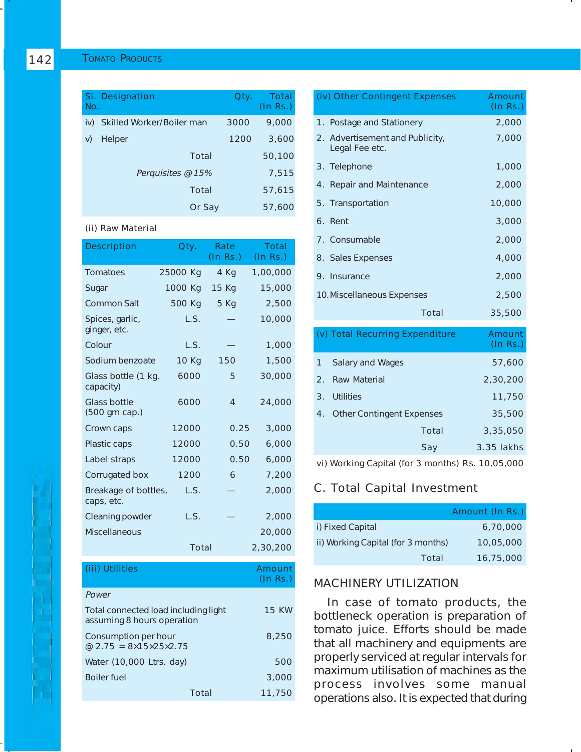| Sl. No. | Designation | Qty. | Total (In Rs.) |
|---|---|---|---|
| iv) | Skilled Worker/Boiler man | 3000 | 9,000 |
| v) | Helper | 1200 | 3,600 |
| | Total | | 50,100 |
| | *Perquisites @15%* | | 7,515 |
| | Total | | 57,615 |
| | Or Say | | 57,600 |

(ii) Raw Material

| Description | Qty. | Rate (In Rs.) | Total (In Rs.) |
|---|---|---|---|
| Tomatoes | 25000 Kg | 4 Kg | 1,00,000 |
| Sugar | 1000 Kg | 15 Kg | 15,000 |
| Common Salt | 500 Kg | 5 Kg | 2,500 |
| Spices, garlic, ginger, etc. | L.S. | — | 10,000 |
| Colour | L.S. | — | 1,000 |
| Sodium benzoate | 10 Kg | 150 | 1,500 |
| Glass bottle (1 kg. capacity) | 6000 | 5 | 30,000 |
| Glass bottle (500 gm cap.) | 6000 | 4 | 24,000 |
| Crown caps | 12000 | 0.25 | 3,000 |
| Plastic caps | 12000 | 0.50 | 6,000 |
| Label straps | 12000 | 0.50 | 6,000 |
| Corrugated box | 1200 | 6 | 7,200 |
| Breakage of bottles, caps, etc. | L.S. | — | 2,000 |
| Cleaning powder | L.S. | — | 2,000 |
| Miscellaneous | | | 20,000 |
| Total | | | 2,30,200 |

| (iii) Utilities | Amount (In Rs.) |
|---|---|
| *Power* | |
| Total connected load including light assuming 8 hours operation | 15 KW |
| Consumption per hour @ 2.75 = 8×15×25×2.75 | 8,250 |
| Water (10,000 Ltrs. day) | 500 |
| Boiler fuel | 3,000 |
| Total | 11,750 |

| (iv) Other Contingent Expenses | Amount (In Rs.) |
|---|---|
| 1. Postage and Stationery | 2,000 |
| 2. Advertisement and Publicity, Legal Fee etc. | 7,000 |
| 3. Telephone | 1,000 |
| 4. Repair and Maintenance | 2,000 |
| 5. Transportation | 10,000 |
| 6. Rent | 3,000 |
| 7. Consumable | 2,000 |
| 8. Sales Expenses | 4,000 |
| 9. Insurance | 2,000 |
| 10. Miscellaneous Expenses | 2,500 |
| Total | 35,500 |

| (v) Total Recurring Expenditure | Amount (In Rs.) |
|---|---|
| 1 Salary and Wages | 57,600 |
| 2. Raw Material | 2,30,200 |
| 3. Utilities | 11,750 |
| 4. Other Contingent Expenses | 35,500 |
| Total | 3,35,050 |
| Say | 3.35 lakhs |

vi) Working Capital (for 3 months) Rs. 10,05,000

## C. Total Capital Investment

| | Amount (In Rs.) |
|---|---|
| i) Fixed Capital | 6,70,000 |
| ii) Working Capital (for 3 months) | 10,05,000 |
| Total | 16,75,000 |

## MACHINERY UTILIZATION

In case of tomato products, the bottleneck operation is preparation of tomato juice. Efforts should be made that all machinery and equipments are properly serviced at regular intervals for maximum utilisation of machines as the process involves some manual operations also. It is expected that during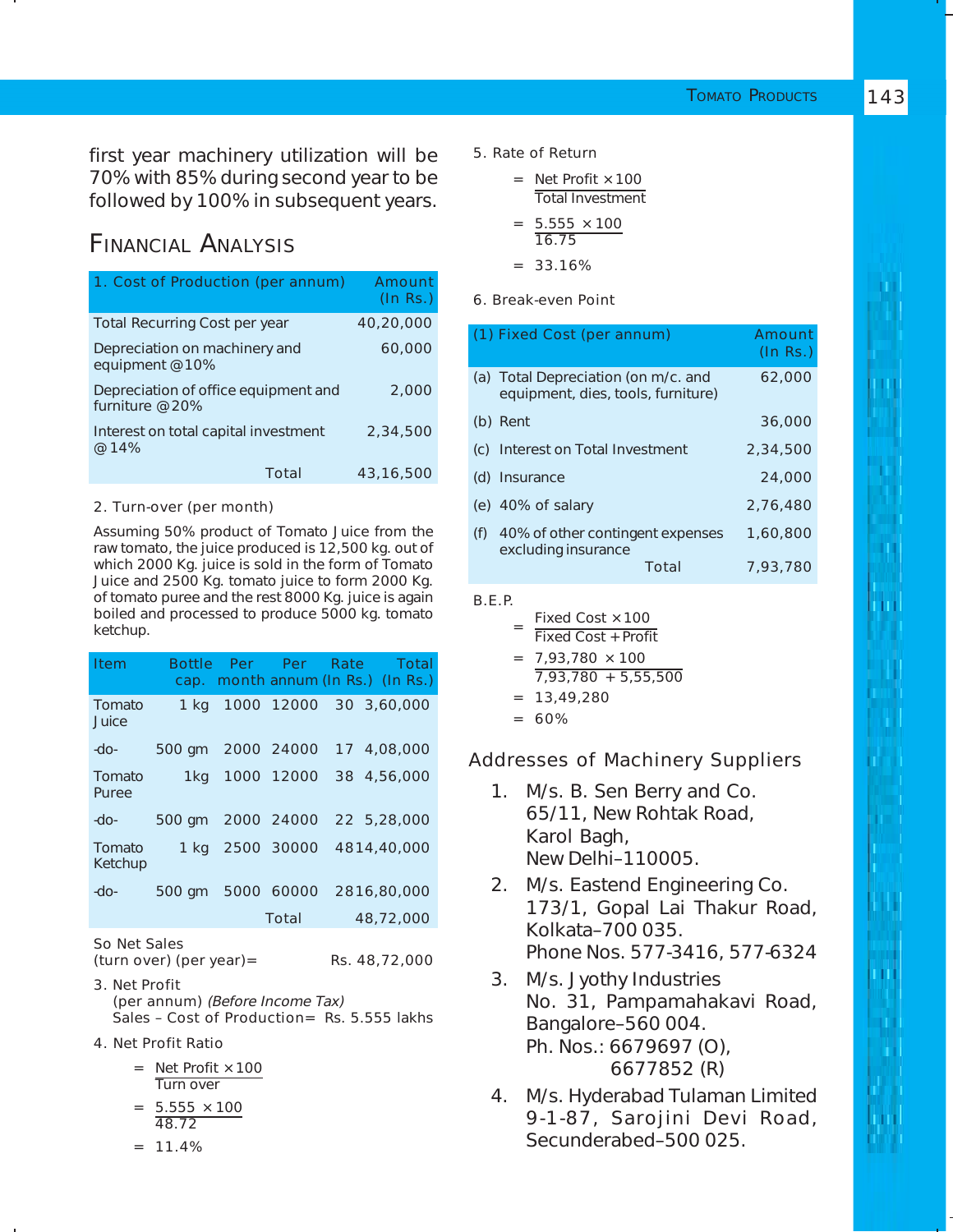first year machinery utilization will be 70% with 85% during second year to be followed by 100% in subsequent years.

## Financial Analysis

| 1. Cost of Production (per annum) | Amount (In Rs.) |
|---|---|
| Total Recurring Cost per year | 40,20,000 |
| Depreciation on machinery and equipment @10% | 60,000 |
| Depreciation of office equipment and furniture @20% | 2,000 |
| Interest on total capital investment @14% | 2,34,500 |
| Total | 43,16,500 |

2. Turn-over (per month)

Assuming 50% product of Tomato Juice from the raw tomato, the juice produced is 12,500 kg. out of which 2000 Kg. juice is sold in the form of Tomato Juice and 2500 Kg. tomato juice to form 2000 Kg. of tomato puree and the rest 8000 Kg. juice is again boiled and processed to produce 5000 kg. tomato ketchup.

| Item | Bottle cap. | Per month | Per annum | Rate (In Rs.) | Total (In Rs.) |
|---|---|---|---|---|---|
| Tomato Juice | 1 kg | 1000 | 12000 | 30 | 3,60,000 |
| -do- | 500 gm | 2000 | 24000 | 17 | 4,08,000 |
| Tomato Puree | 1kg | 1000 | 12000 | 38 | 4,56,000 |
| -do- | 500 gm | 2000 | 24000 | 22 | 5,28,000 |
| Tomato Ketchup | 1 kg | 2500 | 30000 | 48 | 14,40,000 |
| -do- | 500 gm | 5000 | 60000 | 28 | 16,80,000 |
| | | | Total | | 48,72,000 |

So Net Sales (turn over) (per year)= Rs. 48,72,000

3. Net Profit (per annum) *(Before Income Tax)*
Sales – Cost of Production= Rs. 5.555 lakhs

4. Net Profit Ratio

$$= \frac{\text{Net Profit} \times 100}{\text{Turn over}}$$

$$= \frac{5.555 \times 100}{48.72}$$

$$= 11.4\%$$

5. Rate of Return

$$= \frac{\text{Net Profit} \times 100}{\text{Total Investment}}$$

$$= \frac{5.555 \times 100}{16.75}$$

$$= 33.16\%$$

6. Break-even Point

| (1) Fixed Cost (per annum) | Amount (In Rs.) |
|---|---|
| (a) Total Depreciation (on m/c. and equipment, dies, tools, furniture) | 62,000 |
| (b) Rent | 36,000 |
| (c) Interest on Total Investment | 2,34,500 |
| (d) Insurance | 24,000 |
| (e) 40% of salary | 2,76,480 |
| (f) 40% of other contingent expenses excluding insurance | 1,60,800 |
| Total | 7,93,780 |

B.E.P.

$$= \frac{\text{Fixed Cost} \times 100}{\text{Fixed Cost} + \text{Profit}}$$

$$= \frac{7,93,780 \times 100}{7,93,780 + 5,55,500}$$

$$= 13,49,280$$

$$= 60\%$$

## Addresses of Machinery Suppliers

1. M/s. B. Sen Berry and Co.
65/11, New Rohtak Road,
Karol Bagh,
New Delhi–110005.
2. M/s. Eastend Engineering Co.
173/1, Gopal Lai Thakur Road,
Kolkata–700 035.
Phone Nos. 577-3416, 577-6324
3. M/s. Jyothy Industries
No. 31, Pampamahakavi Road,
Bangalore–560 004.
Ph. Nos.: 6679697 (O),
6677852 (R)
4. M/s. Hyderabad Tulaman Limited
9-1-87, Sarojini Devi Road,
Secunderabed–500 025.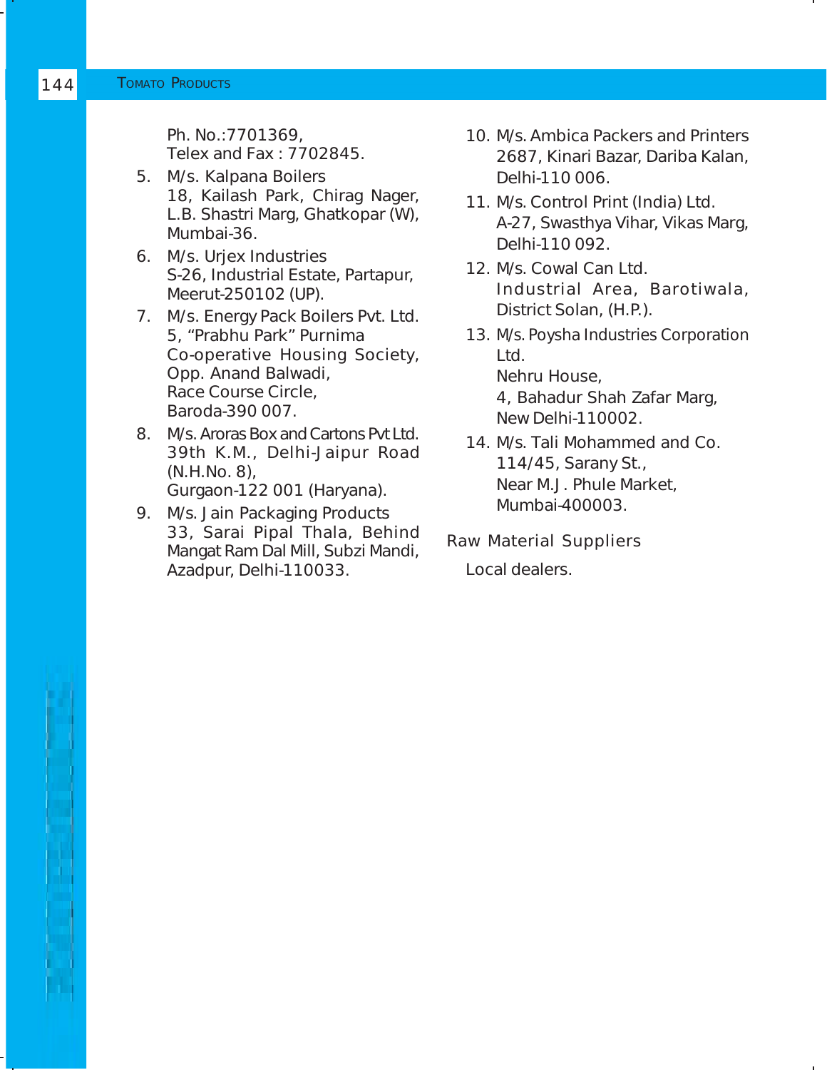Ph. No.:7701369,
Telex and Fax : 7702845.

5. M/s. Kalpana Boilers
   18, Kailash Park, Chirag Nager,
   L.B. Shastri Marg, Ghatkopar (W),
   Mumbai-36.
6. M/s. Urjex Industries
   S-26, Industrial Estate, Partapur,
   Meerut-250102 (UP).
7. M/s. Energy Pack Boilers Pvt. Ltd.
   5, "Prabhu Park" Purnima
   Co-operative Housing Society,
   Opp. Anand Balwadi,
   Race Course Circle,
   Baroda-390 007.
8. M/s. Aroras Box and Cartons Pvt Ltd.
   39th K.M., Delhi-Jaipur Road
   (N.H.No. 8),
   Gurgaon-122 001 (Haryana).
9. M/s. Jain Packaging Products
   33, Sarai Pipal Thala, Behind
   Mangat Ram Dal Mill, Subzi Mandi,
   Azadpur, Delhi-110033.
10. M/s. Ambica Packers and Printers
    2687, Kinari Bazar, Dariba Kalan,
    Delhi-110 006.
11. M/s. Control Print (India) Ltd.
    A-27, Swasthya Vihar, Vikas Marg,
    Delhi-110 092.
12. M/s. Cowal Can Ltd.
    Industrial Area, Barotiwala,
    District Solan, (H.P.).
13. M/s. Poysha Industries Corporation
    Ltd.
    Nehru House,
    4, Bahadur Shah Zafar Marg,
    New Delhi-110002.
14. M/s. Tali Mohammed and Co.
    114/45, Sarany St.,
    Near M.J. Phule Market,
    Mumbai-400003.

## Raw Material Suppliers

Local dealers.